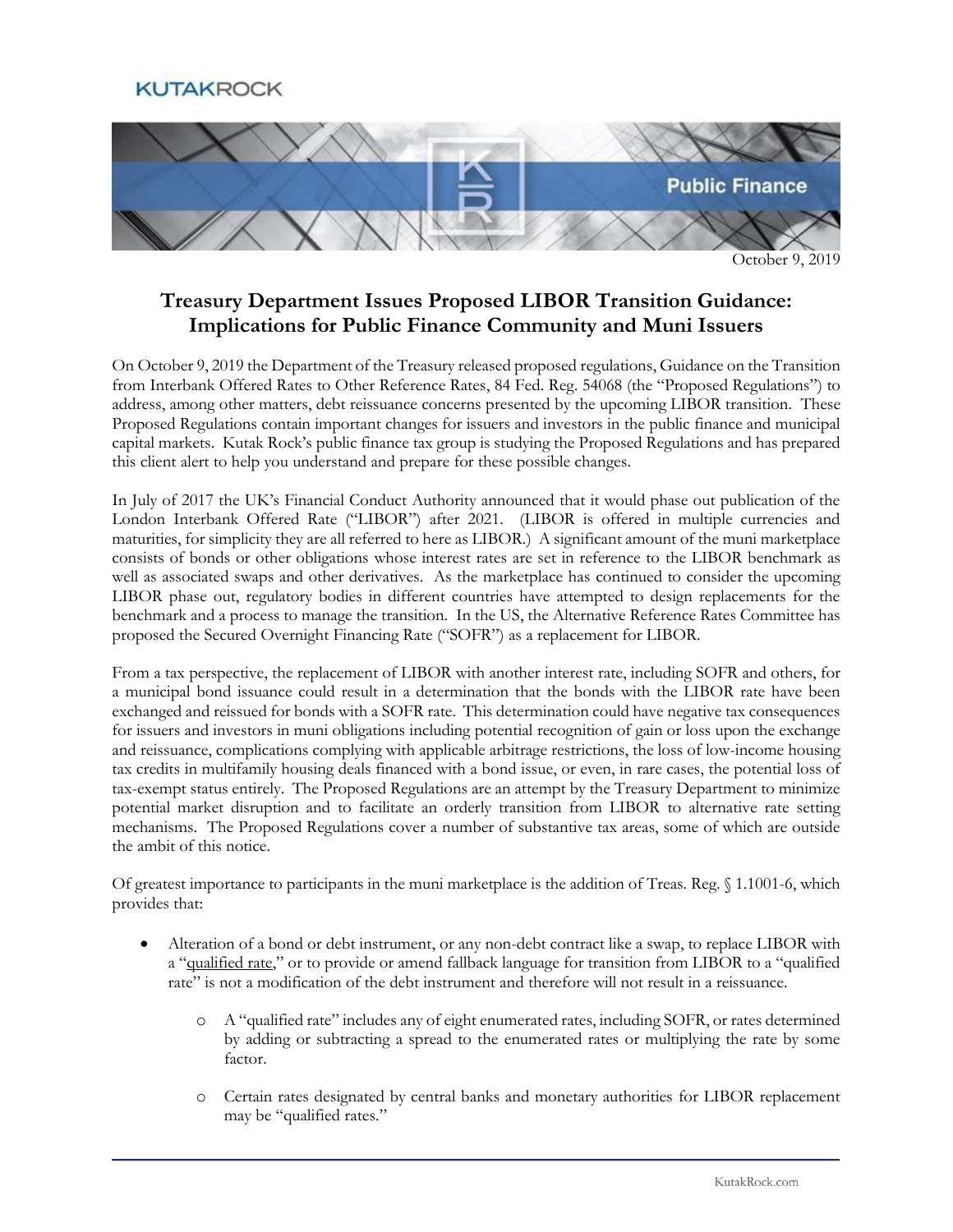KUTAKROCK

Public Finance

October 9, 2019

# Treasury Department Issues Proposed LIBOR Transition Guidance: Implications for Public Finance Community and Muni Issuers

On October 9, 2019 the Department of the Treasury released proposed regulations, Guidance on the Transition from Interbank Offered Rates to Other Reference Rates, 84 Fed. Reg. 54068 (the "Proposed Regulations") to address, among other matters, debt reissuance concerns presented by the upcoming LIBOR transition. These Proposed Regulations contain important changes for issuers and investors in the public finance and municipal capital markets. Kutak Rock's public finance tax group is studying the Proposed Regulations and has prepared this client alert to help you understand and prepare for these possible changes.

In July of 2017 the UK's Financial Conduct Authority announced that it would phase out publication of the London Interbank Offered Rate ("LIBOR") after 2021. (LIBOR is offered in multiple currencies and maturities, for simplicity they are all referred to here as LIBOR.) A significant amount of the muni marketplace consists of bonds or other obligations whose interest rates are set in reference to the LIBOR benchmark as well as associated swaps and other derivatives. As the marketplace has continued to consider the upcoming LIBOR phase out, regulatory bodies in different countries have attempted to design replacements for the benchmark and a process to manage the transition. In the US, the Alternative Reference Rates Committee has proposed the Secured Overnight Financing Rate ("SOFR") as a replacement for LIBOR.

From a tax perspective, the replacement of LIBOR with another interest rate, including SOFR and others, for a municipal bond issuance could result in a determination that the bonds with the LIBOR rate have been exchanged and reissued for bonds with a SOFR rate. This determination could have negative tax consequences for issuers and investors in muni obligations including potential recognition of gain or loss upon the exchange and reissuance, complications complying with applicable arbitrage restrictions, the loss of low-income housing tax credits in multifamily housing deals financed with a bond issue, or even, in rare cases, the potential loss of tax-exempt status entirely. The Proposed Regulations are an attempt by the Treasury Department to minimize potential market disruption and to facilitate an orderly transition from LIBOR to alternative rate setting mechanisms. The Proposed Regulations cover a number of substantive tax areas, some of which are outside the ambit of this notice.

Of greatest importance to participants in the muni marketplace is the addition of Treas. Reg. § 1.1001-6, which provides that:

- Alteration of a bond or debt instrument, or any non-debt contract like a swap, to replace LIBOR with a "qualified rate," or to provide or amend fallback language for transition from LIBOR to a "qualified rate" is not a modification of the debt instrument and therefore will not result in a reissuance.
  - A "qualified rate" includes any of eight enumerated rates, including SOFR, or rates determined by adding or subtracting a spread to the enumerated rates or multiplying the rate by some factor.
  - Certain rates designated by central banks and monetary authorities for LIBOR replacement may be "qualified rates."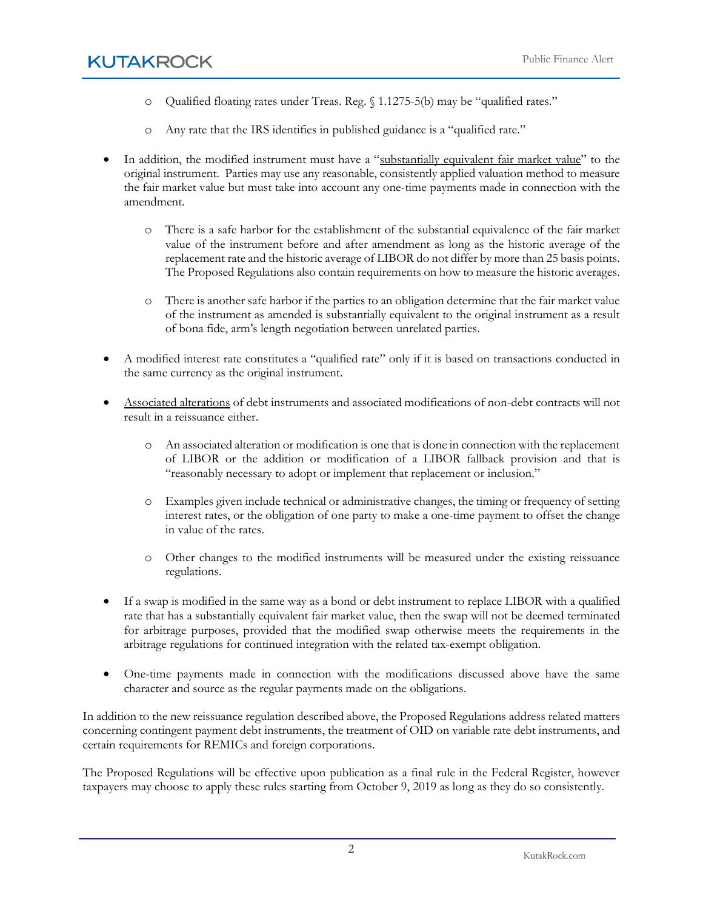- Qualified floating rates under Treas. Reg. § 1.1275-5(b) may be "qualified rates."
    - Any rate that the IRS identifies in published guidance is a "qualified rate."

- In addition, the modified instrument must have a "substantially equivalent fair market value" to the original instrument. Parties may use any reasonable, consistently applied valuation method to measure the fair market value but must take into account any one-time payments made in connection with the amendment.
    - There is a safe harbor for the establishment of the substantial equivalence of the fair market value of the instrument before and after amendment as long as the historic average of the replacement rate and the historic average of LIBOR do not differ by more than 25 basis points. The Proposed Regulations also contain requirements on how to measure the historic averages.
    - There is another safe harbor if the parties to an obligation determine that the fair market value of the instrument as amended is substantially equivalent to the original instrument as a result of bona fide, arm's length negotiation between unrelated parties.

- A modified interest rate constitutes a "qualified rate" only if it is based on transactions conducted in the same currency as the original instrument.

- Associated alterations of debt instruments and associated modifications of non-debt contracts will not result in a reissuance either.
    - An associated alteration or modification is one that is done in connection with the replacement of LIBOR or the addition or modification of a LIBOR fallback provision and that is "reasonably necessary to adopt or implement that replacement or inclusion."
    - Examples given include technical or administrative changes, the timing or frequency of setting interest rates, or the obligation of one party to make a one-time payment to offset the change in value of the rates.
    - Other changes to the modified instruments will be measured under the existing reissuance regulations.

- If a swap is modified in the same way as a bond or debt instrument to replace LIBOR with a qualified rate that has a substantially equivalent fair market value, then the swap will not be deemed terminated for arbitrage purposes, provided that the modified swap otherwise meets the requirements in the arbitrage regulations for continued integration with the related tax-exempt obligation.

- One-time payments made in connection with the modifications discussed above have the same character and source as the regular payments made on the obligations.

In addition to the new reissuance regulation described above, the Proposed Regulations address related matters concerning contingent payment debt instruments, the treatment of OID on variable rate debt instruments, and certain requirements for REMICs and foreign corporations.

The Proposed Regulations will be effective upon publication as a final rule in the Federal Register, however taxpayers may choose to apply these rules starting from October 9, 2019 as long as they do so consistently.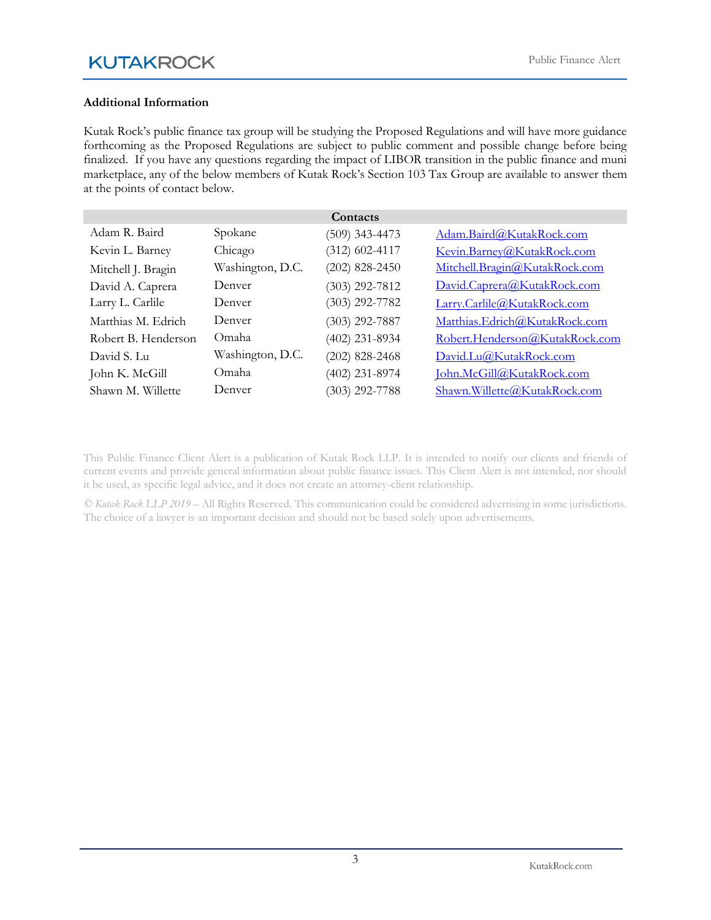**Additional Information**

Kutak Rock's public finance tax group will be studying the Proposed Regulations and will have more guidance forthcoming as the Proposed Regulations are subject to public comment and possible change before being finalized. If you have any questions regarding the impact of LIBOR transition in the public finance and muni marketplace, any of the below members of Kutak Rock's Section 103 Tax Group are available to answer them at the points of contact below.

| Contacts | | | |
|---|---|---|---|
| Adam R. Baird | Spokane | (509) 343-4473 | Adam.Baird@KutakRock.com |
| Kevin L. Barney | Chicago | (312) 602-4117 | Kevin.Barney@KutakRock.com |
| Mitchell J. Bragin | Washington, D.C. | (202) 828-2450 | Mitchell.Bragin@KutakRock.com |
| David A. Caprera | Denver | (303) 292-7812 | David.Caprera@KutakRock.com |
| Larry L. Carlile | Denver | (303) 292-7782 | Larry.Carlile@KutakRock.com |
| Matthias M. Edrich | Denver | (303) 292-7887 | Matthias.Edrich@KutakRock.com |
| Robert B. Henderson | Omaha | (402) 231-8934 | Robert.Henderson@KutakRock.com |
| David S. Lu | Washington, D.C. | (202) 828-2468 | David.Lu@KutakRock.com |
| John K. McGill | Omaha | (402) 231-8974 | John.McGill@KutakRock.com |
| Shawn M. Willette | Denver | (303) 292-7788 | Shawn.Willette@KutakRock.com |

This Public Finance Client Alert is a publication of Kutak Rock LLP. It is intended to notify our clients and friends of current events and provide general information about public finance issues. This Client Alert is not intended, nor should it be used, as specific legal advice, and it does not create an attorney-client relationship.

© *Kutak Rock LLP 2019* – All Rights Reserved. This communication could be considered advertising in some jurisdictions. The choice of a lawyer is an important decision and should not be based solely upon advertisements.